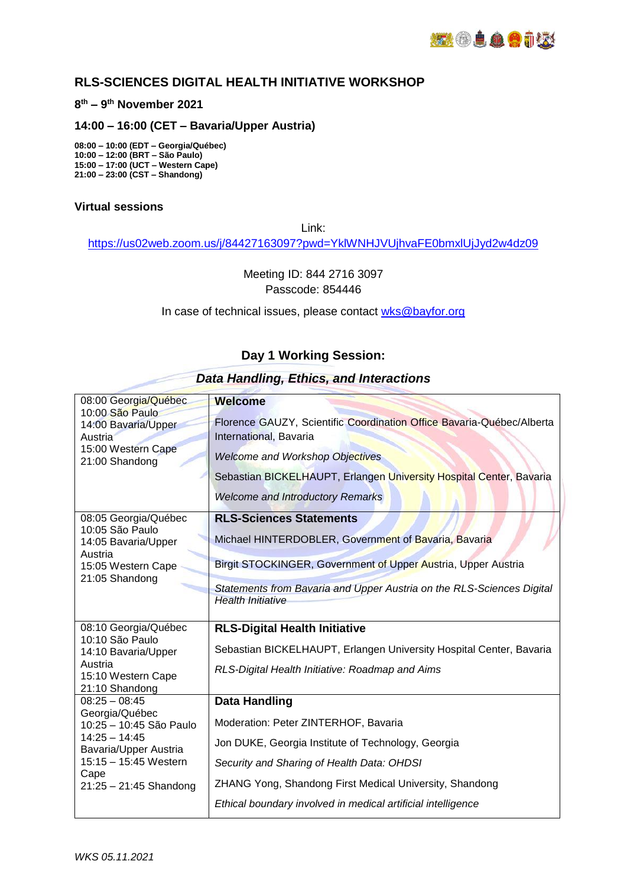## RLS-SCIENCES DIGITAL HEALTH INITIATIVE WORKSHOP

**8th – 9th November 2021**

**14:00 – 16:00 (CET – Bavaria/Upper Austria)**

**08:00 – 10:00 (EDT – Georgia/Québec)**
**10:00 – 12:00 (BRT – São Paulo)**
**15:00 – 17:00 (UCT – Western Cape)**
**21:00 – 23:00 (CST – Shandong)**

**Virtual sessions**

Link:
https://us02web.zoom.us/j/84427163097?pwd=YklWNHJVUjhvaFE0bmxlUjJyd2w4dz09

Meeting ID: 844 2716 3097
Passcode: 854446

In case of technical issues, please contact wks@bayfor.org

### Day 1 Working Session:

### *Data Handling, Ethics, and Interactions*

| Time | Session |
|---|---|
| 08:00 Georgia/Québec<br>10:00 São Paulo<br>14:00 Bavaria/Upper Austria<br>15:00 Western Cape<br>21:00 Shandong | **Welcome**<br>Florence GAUZY, Scientific Coordination Office Bavaria-Québec/Alberta International, Bavaria<br>*Welcome and Workshop Objectives*<br>Sebastian BICKELHAUPT, Erlangen University Hospital Center, Bavaria<br>*Welcome and Introductory Remarks* |
| 08:05 Georgia/Québec<br>10:05 São Paulo<br>14:05 Bavaria/Upper Austria<br>15:05 Western Cape<br>21:05 Shandong | **RLS-Sciences Statements**<br>Michael HINTERDOBLER, Government of Bavaria, Bavaria<br>Birgit STOCKINGER, Government of Upper Austria, Upper Austria<br>*Statements from Bavaria and Upper Austria on the RLS-Sciences Digital Health Initiative* |
| 08:10 Georgia/Québec<br>10:10 São Paulo<br>14:10 Bavaria/Upper Austria<br>15:10 Western Cape<br>21:10 Shandong | **RLS-Digital Health Initiative**<br>Sebastian BICKELHAUPT, Erlangen University Hospital Center, Bavaria<br>*RLS-Digital Health Initiative: Roadmap and Aims* |
| 08:25 – 08:45 Georgia/Québec<br>10:25 – 10:45 São Paulo<br>14:25 – 14:45 Bavaria/Upper Austria<br>15:15 – 15:45 Western Cape<br>21:25 – 21:45 Shandong | **Data Handling**<br>Moderation: Peter ZINTERHOF, Bavaria<br>Jon DUKE, Georgia Institute of Technology, Georgia<br>*Security and Sharing of Health Data: OHDSI*<br>ZHANG Yong, Shandong First Medical University, Shandong<br>*Ethical boundary involved in medical artificial intelligence* |

*WKS 05.11.2021*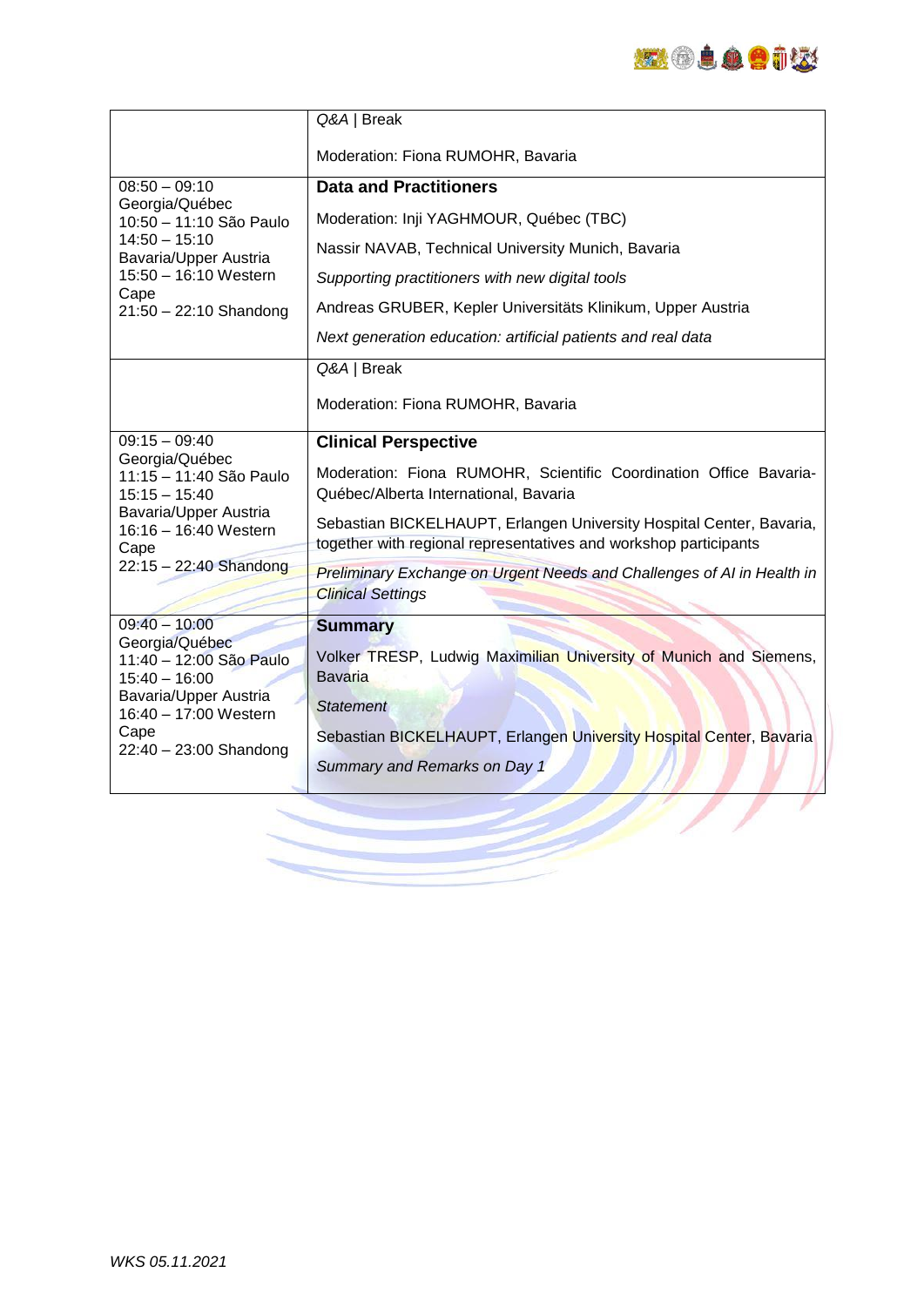| | |
|---|---|
| | *Q&A* \| Break<br><br>Moderation: Fiona RUMOHR, Bavaria |
| 08:50 – 09:10 Georgia/Québec<br>10:50 – 11:10 São Paulo<br>14:50 – 15:10 Bavaria/Upper Austria<br>15:50 – 16:10 Western Cape<br>21:50 – 22:10 Shandong | **Data and Practitioners**<br><br>Moderation: Inji YAGHMOUR, Québec (TBC)<br><br>Nassir NAVAB, Technical University Munich, Bavaria<br><br>*Supporting practitioners with new digital tools*<br><br>Andreas GRUBER, Kepler Universitäts Klinikum, Upper Austria<br><br>*Next generation education: artificial patients and real data* |
| | *Q&A* \| Break<br><br>Moderation: Fiona RUMOHR, Bavaria |
| 09:15 – 09:40 Georgia/Québec<br>11:15 – 11:40 São Paulo<br>15:15 – 15:40 Bavaria/Upper Austria<br>16:16 – 16:40 Western Cape<br>22:15 – 22:40 Shandong | **Clinical Perspective**<br><br>Moderation: Fiona RUMOHR, Scientific Coordination Office Bavaria-Québec/Alberta International, Bavaria<br><br>Sebastian BICKELHAUPT, Erlangen University Hospital Center, Bavaria, together with regional representatives and workshop participants<br><br>*Preliminary Exchange on Urgent Needs and Challenges of AI in Health in Clinical Settings* |
| 09:40 – 10:00 Georgia/Québec<br>11:40 – 12:00 São Paulo<br>15:40 – 16:00 Bavaria/Upper Austria<br>16:40 – 17:00 Western Cape<br>22:40 – 23:00 Shandong | **Summary**<br><br>Volker TRESP, Ludwig Maximilian University of Munich and Siemens, Bavaria<br><br>*Statement*<br><br>Sebastian BICKELHAUPT, Erlangen University Hospital Center, Bavaria<br><br>*Summary and Remarks on Day 1* |

*WKS 05.11.2021*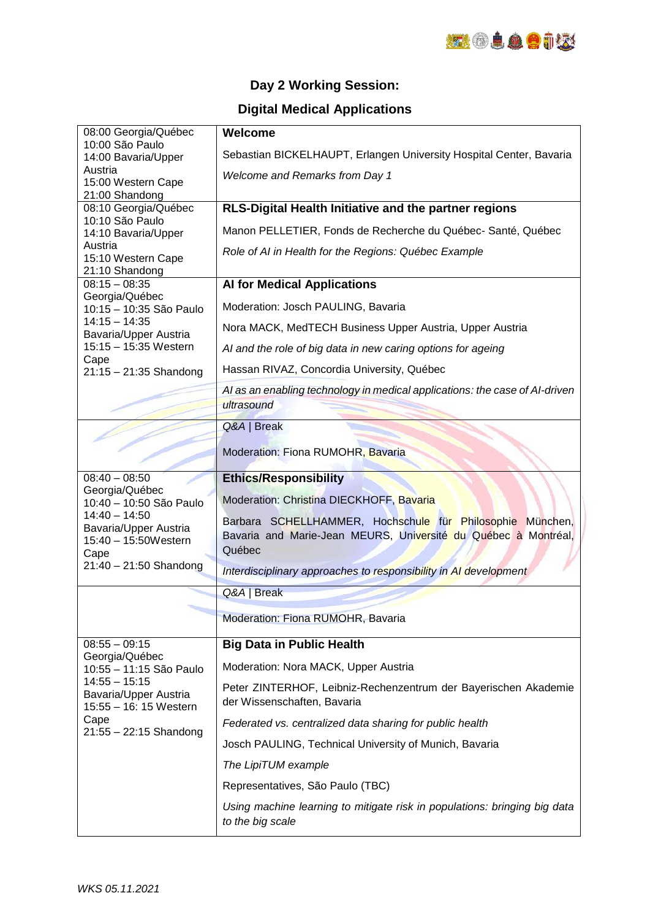## Day 2 Working Session:

## Digital Medical Applications

| | |
|---|---|
| 08:00 Georgia/Québec<br>10:00 São Paulo<br>14:00 Bavaria/Upper Austria<br>15:00 Western Cape<br>21:00 Shandong | **Welcome**<br><br>Sebastian BICKELHAUPT, Erlangen University Hospital Center, Bavaria<br><br>*Welcome and Remarks from Day 1* |
| 08:10 Georgia/Québec<br>10:10 São Paulo<br>14:10 Bavaria/Upper Austria<br>15:10 Western Cape<br>21:10 Shandong | **RLS-Digital Health Initiative and the partner regions**<br><br>Manon PELLETIER, Fonds de Recherche du Québec- Santé, Québec<br><br>*Role of AI in Health for the Regions: Québec Example* |
| 08:15 – 08:35 Georgia/Québec<br>10:15 – 10:35 São Paulo<br>14:15 – 14:35 Bavaria/Upper Austria<br>15:15 – 15:35 Western Cape<br>21:15 – 21:35 Shandong | **AI for Medical Applications**<br><br>Moderation: Josch PAULING, Bavaria<br><br>Nora MACK, MedTECH Business Upper Austria, Upper Austria<br><br>*AI and the role of big data in new caring options for ageing*<br><br>Hassan RIVAZ, Concordia University, Québec<br><br>*AI as an enabling technology in medical applications: the case of AI-driven ultrasound* |
| | *Q&A* \| Break<br><br>Moderation: Fiona RUMOHR, Bavaria |
| 08:40 – 08:50 Georgia/Québec<br>10:40 – 10:50 São Paulo<br>14:40 – 14:50 Bavaria/Upper Austria<br>15:40 – 15:50Western Cape<br>21:40 – 21:50 Shandong | **Ethics/Responsibility**<br><br>Moderation: Christina DIECKHOFF, Bavaria<br><br>Barbara SCHELLHAMMER, Hochschule für Philosophie München, Bavaria and Marie-Jean MEURS, Université du Québec à Montréal, Québec<br><br>*Interdisciplinary approaches to responsibility in AI development* |
| | *Q&A* \| Break<br><br>Moderation: Fiona RUMOHR, Bavaria |
| 08:55 – 09:15 Georgia/Québec<br>10:55 – 11:15 São Paulo<br>14:55 – 15:15 Bavaria/Upper Austria<br>15:55 – 16: 15 Western Cape<br>21:55 – 22:15 Shandong | **Big Data in Public Health**<br><br>Moderation: Nora MACK, Upper Austria<br><br>Peter ZINTERHOF, Leibniz-Rechenzentrum der Bayerischen Akademie der Wissenschaften, Bavaria<br><br>*Federated vs. centralized data sharing for public health*<br><br>Josch PAULING, Technical University of Munich, Bavaria<br><br>*The LipiTUM example*<br><br>Representatives, São Paulo (TBC)<br><br>*Using machine learning to mitigate risk in populations: bringing big data to the big scale* |

*WKS 05.11.2021*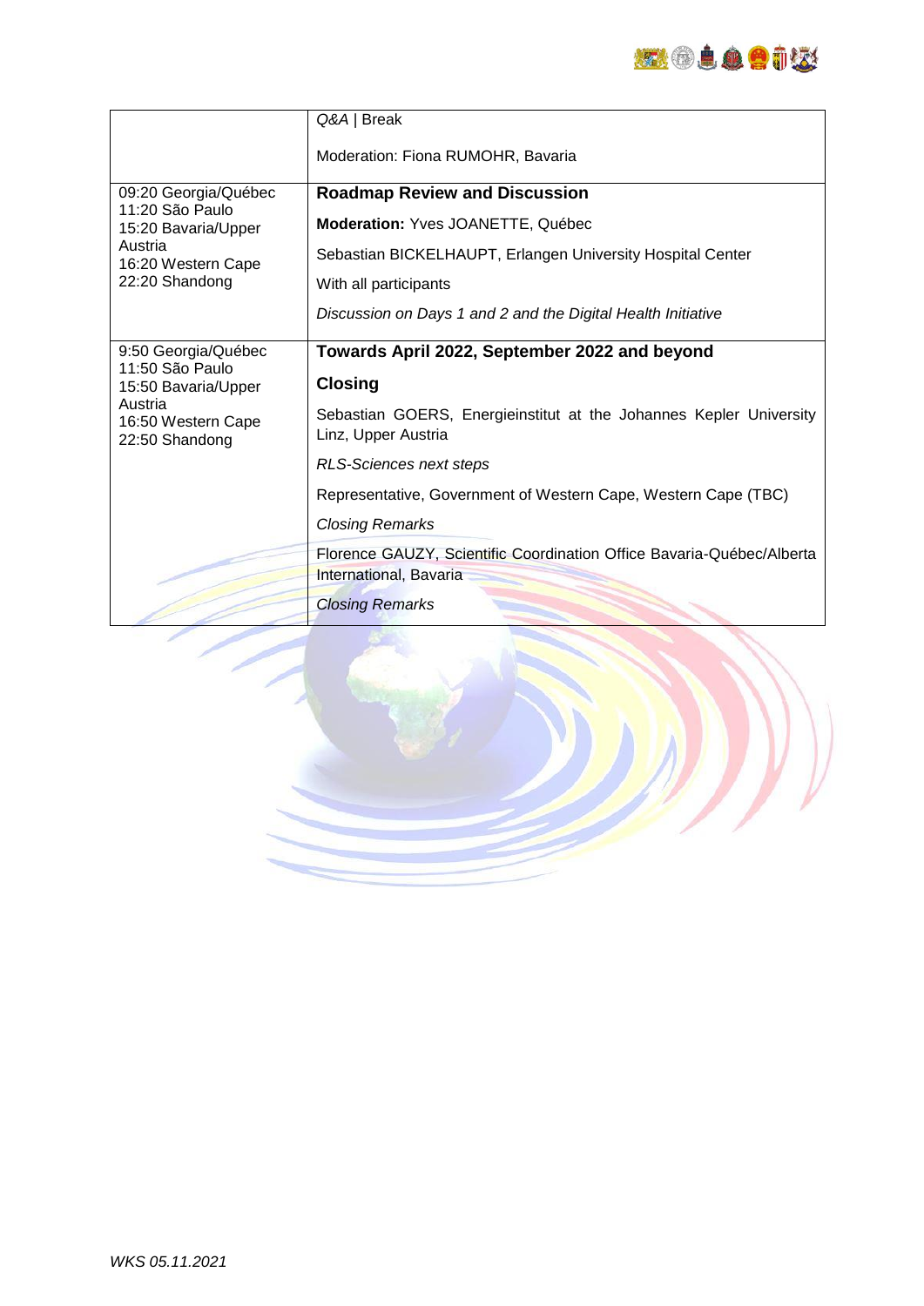| | |
|---|---|
| | *Q&A* \| Break<br><br>Moderation: Fiona RUMOHR, Bavaria |
| 09:20 Georgia/Québec<br>11:20 São Paulo<br>15:20 Bavaria/Upper Austria<br>16:20 Western Cape<br>22:20 Shandong | **Roadmap Review and Discussion**<br><br>**Moderation:** Yves JOANETTE, Québec<br><br>Sebastian BICKELHAUPT, Erlangen University Hospital Center<br><br>With all participants<br><br>*Discussion on Days 1 and 2 and the Digital Health Initiative* |
| 9:50 Georgia/Québec<br>11:50 São Paulo<br>15:50 Bavaria/Upper Austria<br>16:50 Western Cape<br>22:50 Shandong | **Towards April 2022, September 2022 and beyond**<br><br>**Closing**<br><br>Sebastian GOERS, Energieinstitut at the Johannes Kepler University Linz, Upper Austria<br><br>*RLS-Sciences next steps*<br><br>Representative, Government of Western Cape, Western Cape (TBC)<br><br>*Closing Remarks*<br><br>Florence GAUZY, Scientific Coordination Office Bavaria-Québec/Alberta International, Bavaria<br><br>*Closing Remarks* |

*WKS 05.11.2021*